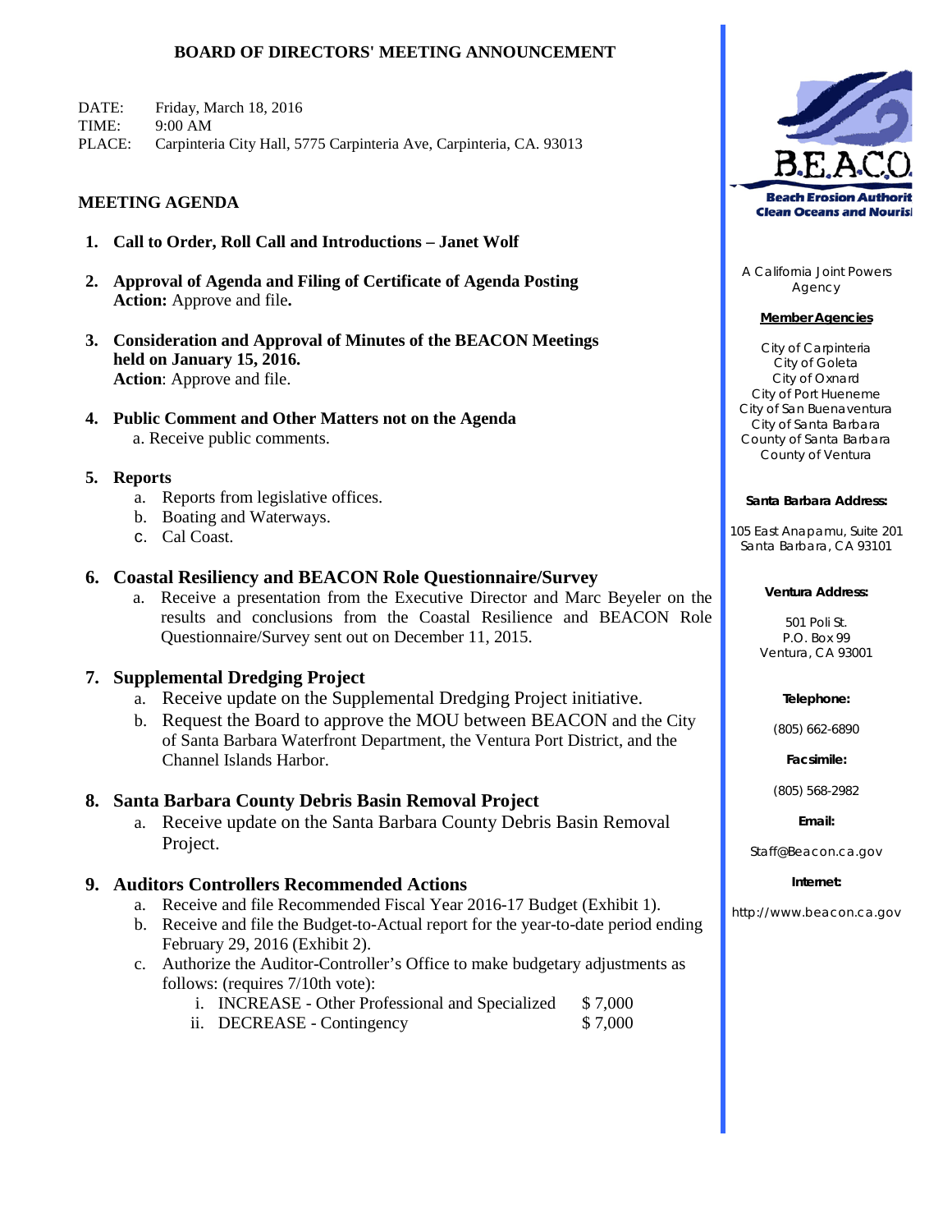# BOARD OF DIRECTORS' MEETING ANNOUNCEMENT

DATE: Friday, March 18, 2016
TIME: 9:00 AM
PLACE: Carpinteria City Hall, 5775 Carpinteria Ave, Carpinteria, CA. 93013

## MEETING AGENDA

1. **Call to Order, Roll Call and Introductions – Janet Wolf**

2. **Approval of Agenda and Filing of Certificate of Agenda Posting**
   **Action:** Approve and file**.**

3. **Consideration and Approval of Minutes of the BEACON Meetings held on January 15, 2016.**
   **Action**: Approve and file.

4. **Public Comment and Other Matters not on the Agenda**
   a. Receive public comments.

5. **Reports**
   a. Reports from legislative offices.
   b. Boating and Waterways.
   c. Cal Coast.

6. **Coastal Resiliency and BEACON Role Questionnaire/Survey**
   a. Receive a presentation from the Executive Director and Marc Beyeler on the results and conclusions from the Coastal Resilience and BEACON Role Questionnaire/Survey sent out on December 11, 2015.

7. **Supplemental Dredging Project**
   a. Receive update on the Supplemental Dredging Project initiative.
   b. Request the Board to approve the MOU between BEACON and the City of Santa Barbara Waterfront Department, the Ventura Port District, and the Channel Islands Harbor.

8. **Santa Barbara County Debris Basin Removal Project**
   a. Receive update on the Santa Barbara County Debris Basin Removal Project.

9. **Auditors Controllers Recommended Actions**
   a. Receive and file Recommended Fiscal Year 2016-17 Budget (Exhibit 1).
   b. Receive and file the Budget-to-Actual report for the year-to-date period ending February 29, 2016 (Exhibit 2).
   c. Authorize the Auditor-Controller's Office to make budgetary adjustments as follows: (requires 7/10th vote):
      i. INCREASE - Other Professional and Specialized $ 7,000
      ii. DECREASE - Contingency $ 7,000

B.E.A.C.O.
Beach Erosion Authority Clean Oceans and Nourishment

A California Joint Powers Agency

**Member Agencies**

City of Carpinteria
City of Goleta
City of Oxnard
City of Port Hueneme
City of San Buenaventura
City of Santa Barbara
County of Santa Barbara
County of Ventura

**Santa Barbara Address:**

105 East Anapamu, Suite 201
Santa Barbara, CA 93101

**Ventura Address:**

501 Poli St.
P.O. Box 99
Ventura, CA 93001

**Telephone:**

(805) 662-6890

**Facsimile:**

(805) 568-2982

**Email:**

Staff@Beacon.ca.gov

**Internet:**

http://www.beacon.ca.gov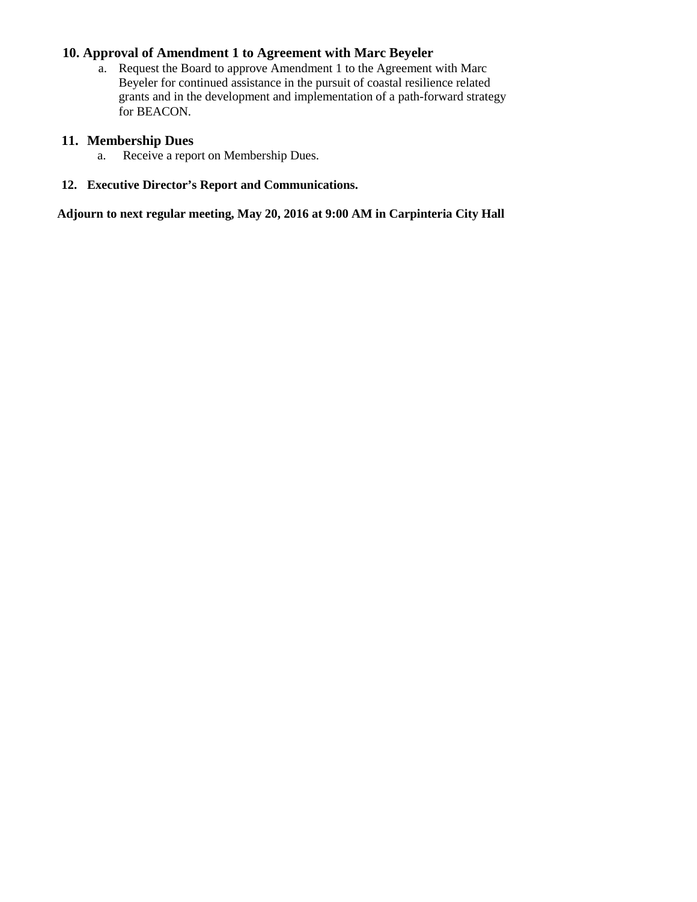**10. Approval of Amendment 1 to Agreement with Marc Beyeler**

a. Request the Board to approve Amendment 1 to the Agreement with Marc Beyeler for continued assistance in the pursuit of coastal resilience related grants and in the development and implementation of a path-forward strategy for BEACON.

**11. Membership Dues**

a. Receive a report on Membership Dues.

**12. Executive Director's Report and Communications.**

**Adjourn to next regular meeting, May 20, 2016 at 9:00 AM in Carpinteria City Hall**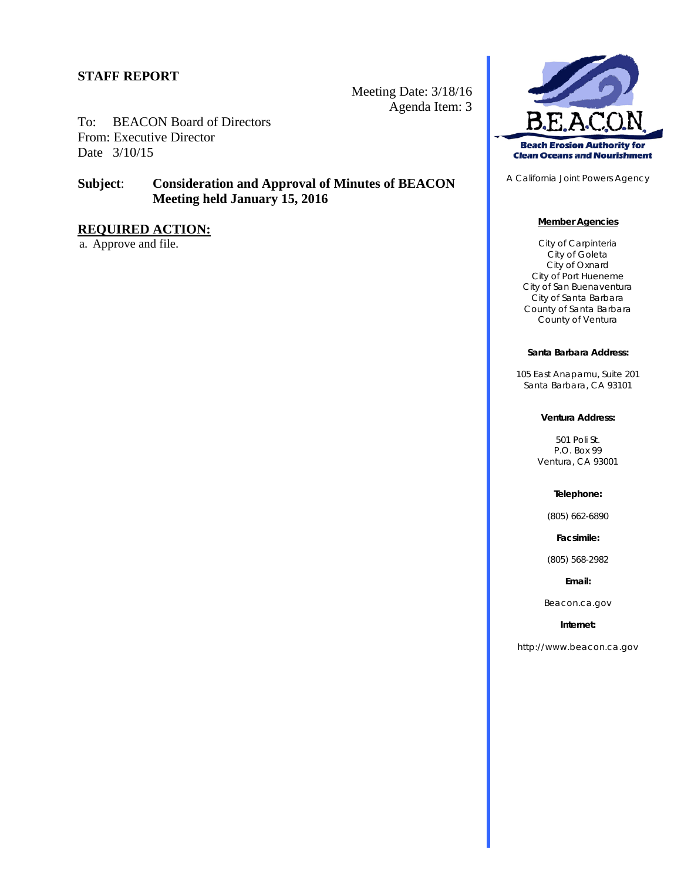**STAFF REPORT**

Meeting Date: 3/18/16
Agenda Item: 3

To: BEACON Board of Directors
From: Executive Director
Date 3/10/15

**Subject**: **Consideration and Approval of Minutes of BEACON Meeting held January 15, 2016**

**REQUIRED ACTION:**

a. Approve and file.

B.E.A.C.O.N.
**Beach Erosion Authority for Clean Oceans and Nourishment**

A California Joint Powers Agency

**Member Agencies**

City of Carpinteria
City of Goleta
City of Oxnard
City of Port Hueneme
City of San Buenaventura
City of Santa Barbara
County of Santa Barbara
County of Ventura

**Santa Barbara Address:**

105 East Anapamu, Suite 201
Santa Barbara, CA 93101

**Ventura Address:**

501 Poli St.
P.O. Box 99
Ventura, CA 93001

**Telephone:**

(805) 662-6890

**Facsimile:**

(805) 568-2982

**Email:**

Beacon.ca.gov

**Internet:**

http://www.beacon.ca.gov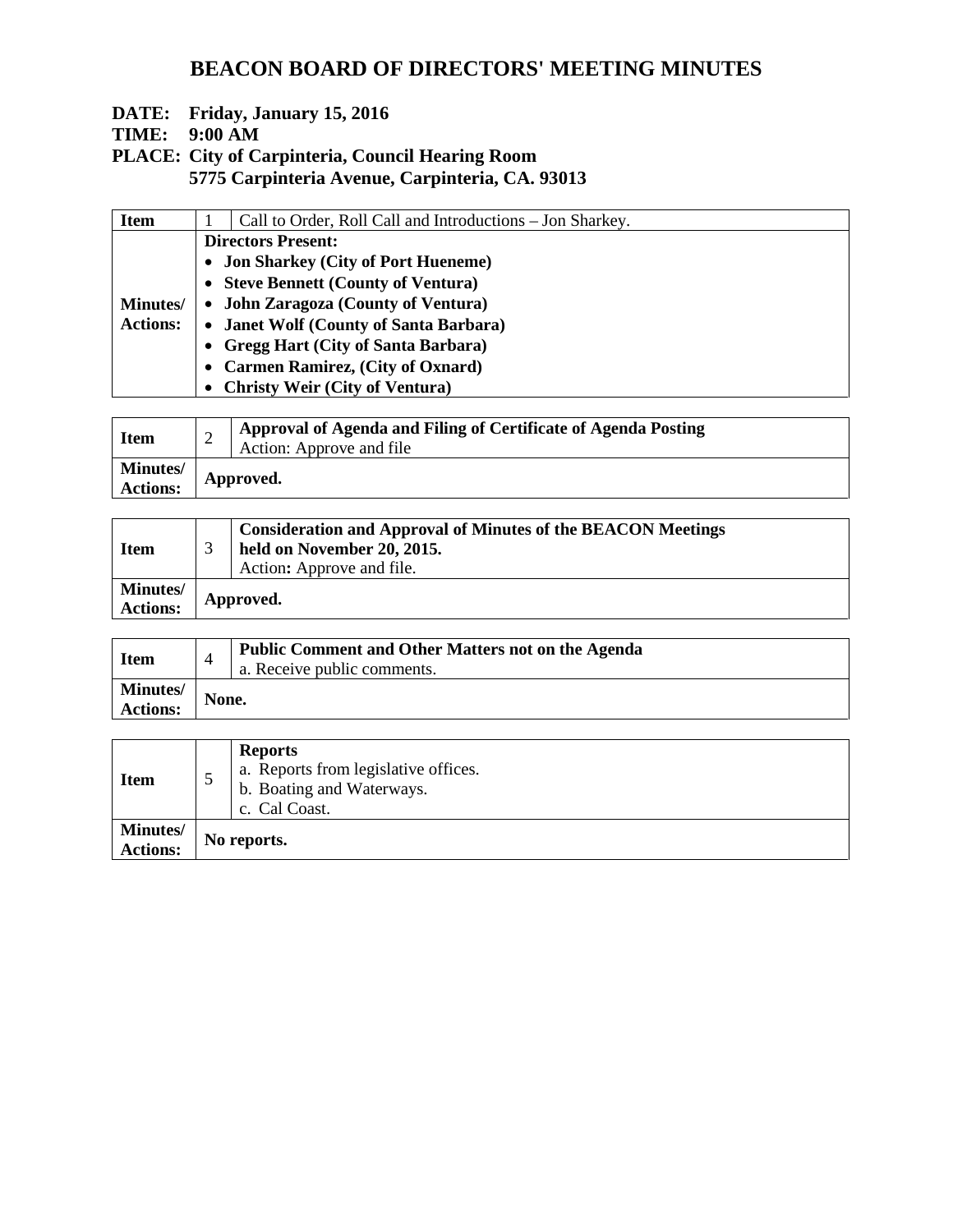# BEACON BOARD OF DIRECTORS' MEETING MINUTES

**DATE: Friday, January 15, 2016**
**TIME: 9:00 AM**
**PLACE: City of Carpinteria, Council Hearing Room**
**5775 Carpinteria Avenue, Carpinteria, CA. 93013**

| **Item** | 1 | Call to Order, Roll Call and Introductions – Jon Sharkey. |
|---|---|---|
| **Minutes/ Actions:** | **Directors Present:**<br>• **Jon Sharkey (City of Port Hueneme)**<br>• **Steve Bennett (County of Ventura)**<br>• **John Zaragoza (County of Ventura)**<br>• **Janet Wolf (County of Santa Barbara)**<br>• **Gregg Hart (City of Santa Barbara)**<br>• **Carmen Ramirez, (City of Oxnard)**<br>• **Christy Weir (City of Ventura)** | |

| **Item** | 2 | **Approval of Agenda and Filing of Certificate of Agenda Posting**<br>Action: Approve and file |
|---|---|---|
| **Minutes/ Actions:** | **Approved.** | |

| **Item** | 3 | **Consideration and Approval of Minutes of the BEACON Meetings held on November 20, 2015.**<br>Action**:** Approve and file. |
|---|---|---|
| **Minutes/ Actions:** | **Approved.** | |

| **Item** | 4 | **Public Comment and Other Matters not on the Agenda**<br>a. Receive public comments. |
|---|---|---|
| **Minutes/ Actions:** | **None.** | |

| **Item** | 5 | **Reports**<br>a. Reports from legislative offices.<br>b. Boating and Waterways.<br>c. Cal Coast. |
|---|---|---|
| **Minutes/ Actions:** | **No reports.** | |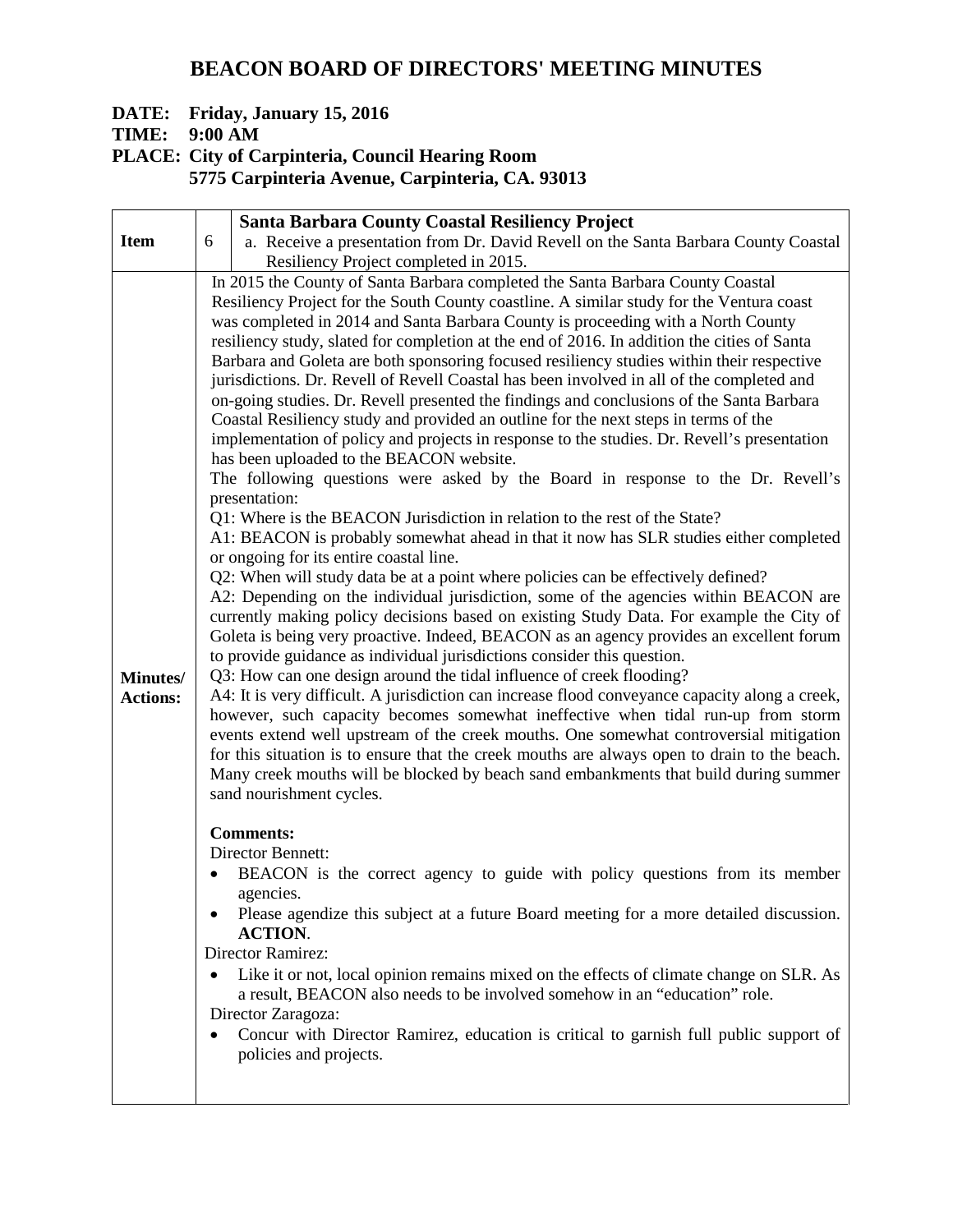# BEACON BOARD OF DIRECTORS' MEETING MINUTES

**DATE: Friday, January 15, 2016**
**TIME: 9:00 AM**
**PLACE: City of Carpinteria, Council Hearing Room**
**5775 Carpinteria Avenue, Carpinteria, CA. 93013**

| **Item** | 6 | **Santa Barbara County Coastal Resiliency Project**<br>a. Receive a presentation from Dr. David Revell on the Santa Barbara County Coastal Resiliency Project completed in 2015. |
|---|---|---|
| **Minutes/ Actions:** | | In 2015 the County of Santa Barbara completed the Santa Barbara County Coastal Resiliency Project for the South County coastline. A similar study for the Ventura coast was completed in 2014 and Santa Barbara County is proceeding with a North County resiliency study, slated for completion at the end of 2016. In addition the cities of Santa Barbara and Goleta are both sponsoring focused resiliency studies within their respective jurisdictions. Dr. Revell of Revell Coastal has been involved in all of the completed and on-going studies. Dr. Revell presented the findings and conclusions of the Santa Barbara Coastal Resiliency study and provided an outline for the next steps in terms of the implementation of policy and projects in response to the studies. Dr. Revell's presentation has been uploaded to the BEACON website.<br>The following questions were asked by the Board in response to the Dr. Revell's presentation:<br>Q1: Where is the BEACON Jurisdiction in relation to the rest of the State?<br>A1: BEACON is probably somewhat ahead in that it now has SLR studies either completed or ongoing for its entire coastal line.<br>Q2: When will study data be at a point where policies can be effectively defined?<br>A2: Depending on the individual jurisdiction, some of the agencies within BEACON are currently making policy decisions based on existing Study Data. For example the City of Goleta is being very proactive. Indeed, BEACON as an agency provides an excellent forum to provide guidance as individual jurisdictions consider this question.<br>Q3: How can one design around the tidal influence of creek flooding?<br>A4: It is very difficult. A jurisdiction can increase flood conveyance capacity along a creek, however, such capacity becomes somewhat ineffective when tidal run-up from storm events extend well upstream of the creek mouths. One somewhat controversial mitigation for this situation is to ensure that the creek mouths are always open to drain to the beach. Many creek mouths will be blocked by beach sand embankments that build during summer sand nourishment cycles.<br><br>**Comments:**<br>Director Bennett:<br>• BEACON is the correct agency to guide with policy questions from its member agencies.<br>• Please agendize this subject at a future Board meeting for a more detailed discussion. **ACTION**.<br>Director Ramirez:<br>• Like it or not, local opinion remains mixed on the effects of climate change on SLR. As a result, BEACON also needs to be involved somehow in an "education" role.<br>Director Zaragoza:<br>• Concur with Director Ramirez, education is critical to garnish full public support of policies and projects. |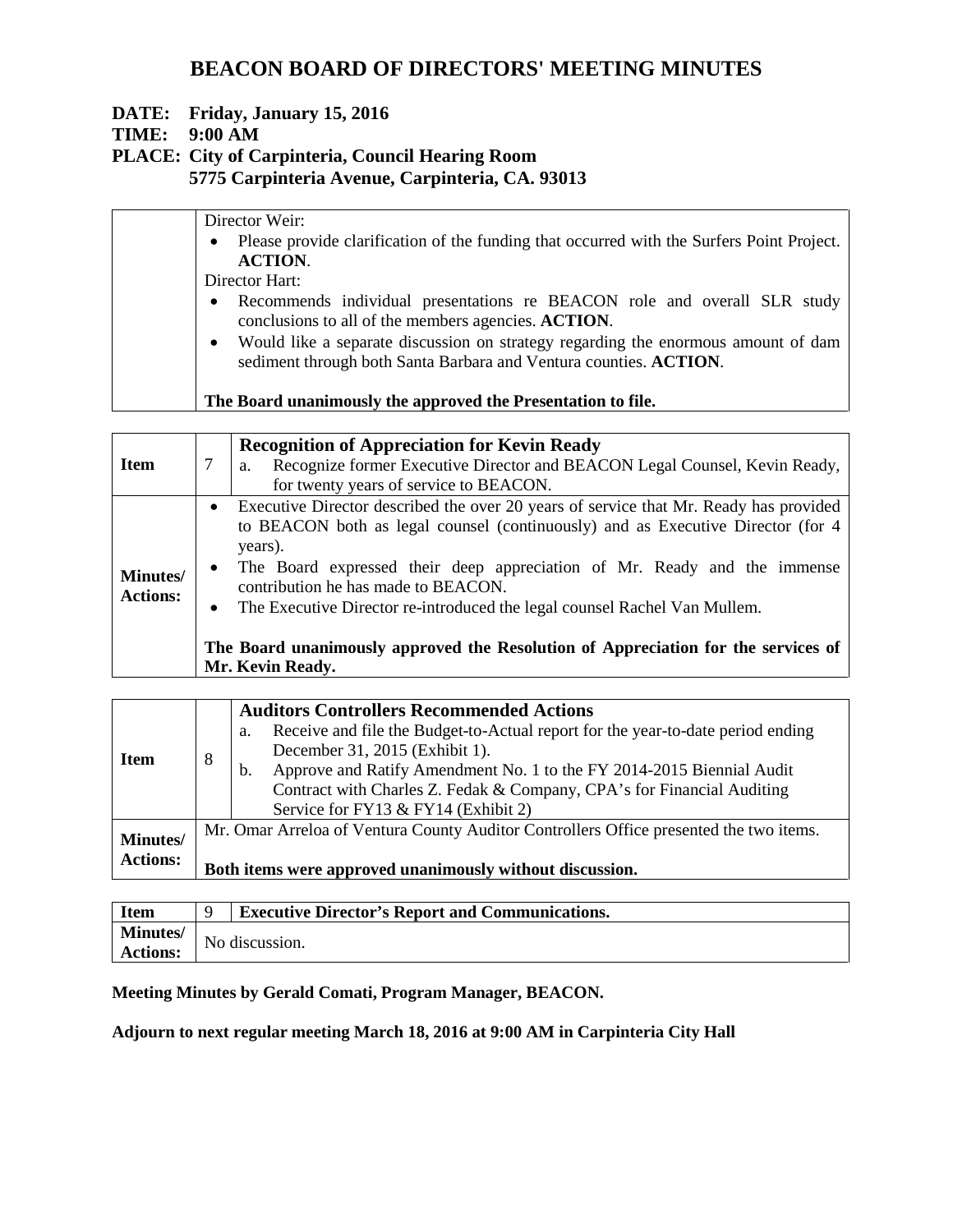# BEACON BOARD OF DIRECTORS' MEETING MINUTES

**DATE: Friday, January 15, 2016**
**TIME: 9:00 AM**
**PLACE: City of Carpinteria, Council Hearing Room**
**5775 Carpinteria Avenue, Carpinteria, CA. 93013**

| | |
|---|---|
| | Director Weir:<br>• Please provide clarification of the funding that occurred with the Surfers Point Project. **ACTION**.<br>Director Hart:<br>• Recommends individual presentations re BEACON role and overall SLR study conclusions to all of the members agencies. **ACTION**.<br>• Would like a separate discussion on strategy regarding the enormous amount of dam sediment through both Santa Barbara and Ventura counties. **ACTION**.<br><br>**The Board unanimously the approved the Presentation to file.** |

| **Item** | 7 | **Recognition of Appreciation for Kevin Ready**<br>a. Recognize former Executive Director and BEACON Legal Counsel, Kevin Ready, for twenty years of service to BEACON. |
|---|---|---|
| **Minutes/ Actions:** | | • Executive Director described the over 20 years of service that Mr. Ready has provided to BEACON both as legal counsel (continuously) and as Executive Director (for 4 years).<br>• The Board expressed their deep appreciation of Mr. Ready and the immense contribution he has made to BEACON.<br>• The Executive Director re-introduced the legal counsel Rachel Van Mullem.<br><br>**The Board unanimously approved the Resolution of Appreciation for the services of Mr. Kevin Ready.** |

| **Item** | 8 | **Auditors Controllers Recommended Actions**<br>a. Receive and file the Budget-to-Actual report for the year-to-date period ending December 31, 2015 (Exhibit 1).<br>b. Approve and Ratify Amendment No. 1 to the FY 2014-2015 Biennial Audit Contract with Charles Z. Fedak & Company, CPA's for Financial Auditing Service for FY13 & FY14 (Exhibit 2) |
|---|---|---|
| **Minutes/ Actions:** | | Mr. Omar Arreloa of Ventura County Auditor Controllers Office presented the two items.<br><br>**Both items were approved unanimously without discussion.** |

| **Item** | 9 | **Executive Director's Report and Communications.** |
|---|---|---|
| **Minutes/ Actions:** | | No discussion. |

**Meeting Minutes by Gerald Comati, Program Manager, BEACON.**

**Adjourn to next regular meeting March 18, 2016 at 9:00 AM in Carpinteria City Hall**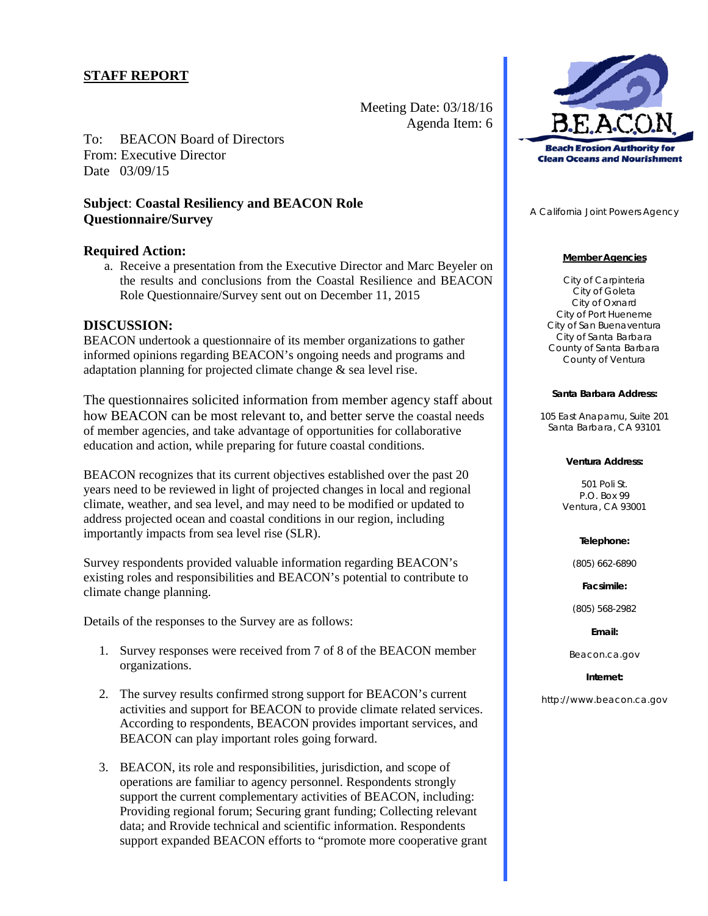## STAFF REPORT

Meeting Date: 03/18/16
Agenda Item: 6

To: BEACON Board of Directors
From: Executive Director
Date 03/09/15

### Subject: Coastal Resiliency and BEACON Role Questionnaire/Survey

### Required Action:

a. Receive a presentation from the Executive Director and Marc Beyeler on the results and conclusions from the Coastal Resilience and BEACON Role Questionnaire/Survey sent out on December 11, 2015

### DISCUSSION:

BEACON undertook a questionnaire of its member organizations to gather informed opinions regarding BEACON's ongoing needs and programs and adaptation planning for projected climate change & sea level rise.

The questionnaires solicited information from member agency staff about how BEACON can be most relevant to, and better serve the coastal needs of member agencies, and take advantage of opportunities for collaborative education and action, while preparing for future coastal conditions.

BEACON recognizes that its current objectives established over the past 20 years need to be reviewed in light of projected changes in local and regional climate, weather, and sea level, and may need to be modified or updated to address projected ocean and coastal conditions in our region, including importantly impacts from sea level rise (SLR).

Survey respondents provided valuable information regarding BEACON's existing roles and responsibilities and BEACON's potential to contribute to climate change planning.

Details of the responses to the Survey are as follows:

1. Survey responses were received from 7 of 8 of the BEACON member organizations.

2. The survey results confirmed strong support for BEACON's current activities and support for BEACON to provide climate related services. According to respondents, BEACON provides important services, and BEACON can play important roles going forward.

3. BEACON, its role and responsibilities, jurisdiction, and scope of operations are familiar to agency personnel. Respondents strongly support the current complementary activities of BEACON, including: Providing regional forum; Securing grant funding; Collecting relevant data; and Rrovide technical and scientific information. Respondents support expanded BEACON efforts to "promote more cooperative grant

---

**B.E.A.C.O.N.**
**Beach Erosion Authority for Clean Oceans and Nourishment**

A California Joint Powers Agency

**Member Agencies**

City of Carpinteria
City of Goleta
City of Oxnard
City of Port Hueneme
City of San Buenaventura
City of Santa Barbara
County of Santa Barbara
County of Ventura

**Santa Barbara Address:**

105 East Anapamu, Suite 201
Santa Barbara, CA 93101

**Ventura Address:**

501 Poli St.
P.O. Box 99
Ventura, CA 93001

**Telephone:**

(805) 662-6890

**Facsimile:**

(805) 568-2982

**Email:**

Beacon.ca.gov

**Internet:**

http://www.beacon.ca.gov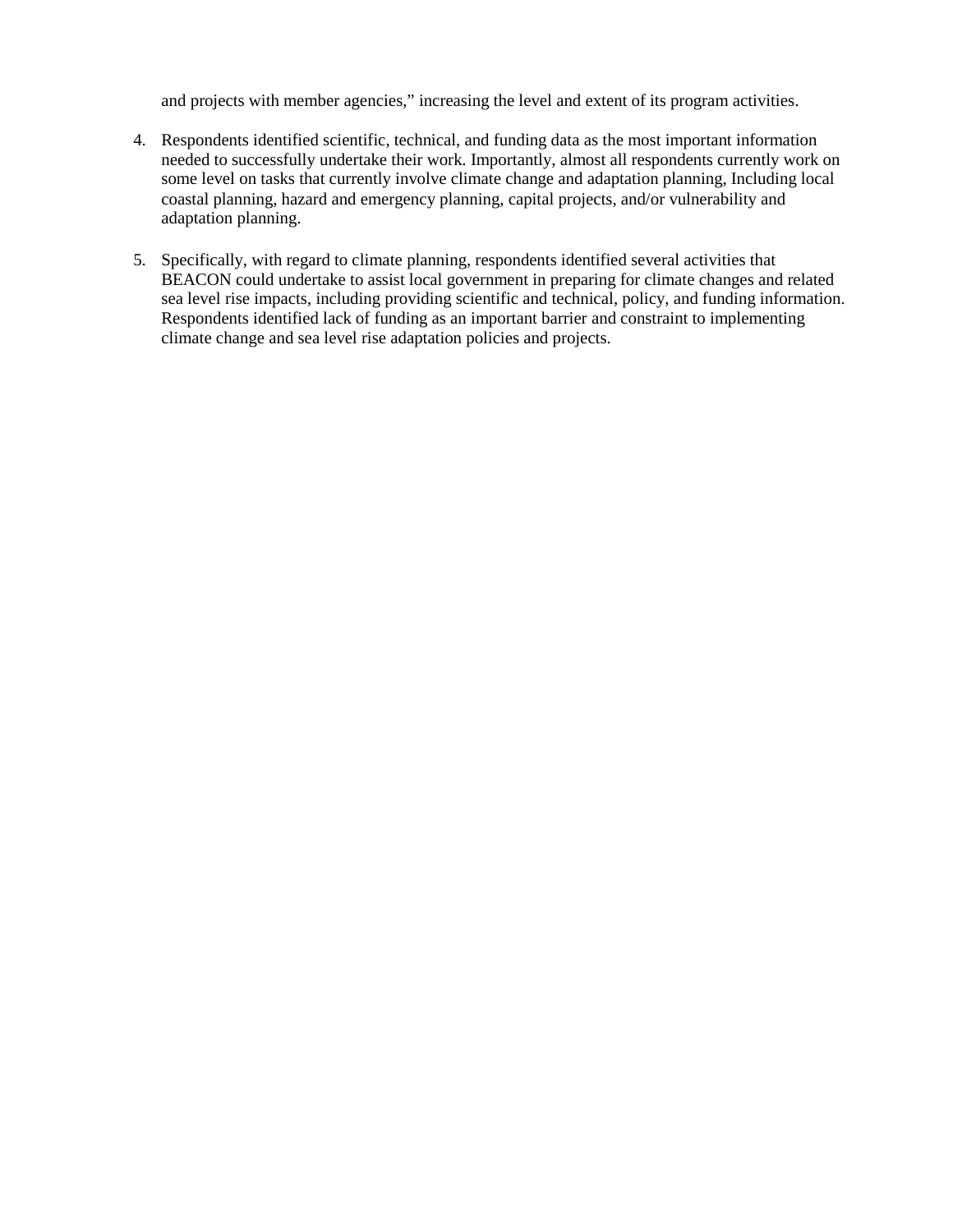and projects with member agencies," increasing the level and extent of its program activities.

4. Respondents identified scientific, technical, and funding data as the most important information needed to successfully undertake their work. Importantly, almost all respondents currently work on some level on tasks that currently involve climate change and adaptation planning, Including local coastal planning, hazard and emergency planning, capital projects, and/or vulnerability and adaptation planning.

5. Specifically, with regard to climate planning, respondents identified several activities that BEACON could undertake to assist local government in preparing for climate changes and related sea level rise impacts, including providing scientific and technical, policy, and funding information. Respondents identified lack of funding as an important barrier and constraint to implementing climate change and sea level rise adaptation policies and projects.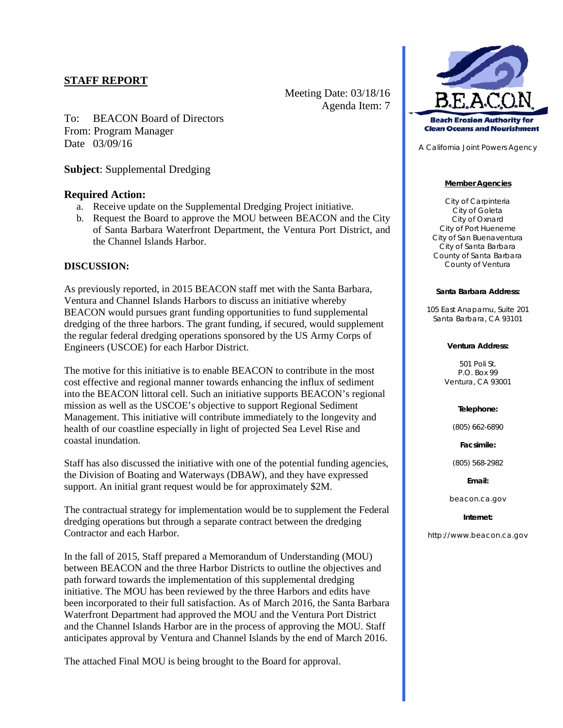## STAFF REPORT

Meeting Date: 03/18/16
Agenda Item: 7

To: BEACON Board of Directors
From: Program Manager
Date 03/09/16

**Subject**: Supplemental Dredging

### Required Action:

a. Receive update on the Supplemental Dredging Project initiative.
b. Request the Board to approve the MOU between BEACON and the City of Santa Barbara Waterfront Department, the Ventura Port District, and the Channel Islands Harbor.

### DISCUSSION:

As previously reported, in 2015 BEACON staff met with the Santa Barbara, Ventura and Channel Islands Harbors to discuss an initiative whereby BEACON would pursues grant funding opportunities to fund supplemental dredging of the three harbors. The grant funding, if secured, would supplement the regular federal dredging operations sponsored by the US Army Corps of Engineers (USCOE) for each Harbor District.

The motive for this initiative is to enable BEACON to contribute in the most cost effective and regional manner towards enhancing the influx of sediment into the BEACON littoral cell. Such an initiative supports BEACON's regional mission as well as the USCOE's objective to support Regional Sediment Management. This initiative will contribute immediately to the longevity and health of our coastline especially in light of projected Sea Level Rise and coastal inundation.

Staff has also discussed the initiative with one of the potential funding agencies, the Division of Boating and Waterways (DBAW), and they have expressed support. An initial grant request would be for approximately $2M.

The contractual strategy for implementation would be to supplement the Federal dredging operations but through a separate contract between the dredging Contractor and each Harbor.

In the fall of 2015, Staff prepared a Memorandum of Understanding (MOU) between BEACON and the three Harbor Districts to outline the objectives and path forward towards the implementation of this supplemental dredging initiative. The MOU has been reviewed by the three Harbors and edits have been incorporated to their full satisfaction. As of March 2016, the Santa Barbara Waterfront Department had approved the MOU and the Ventura Port District and the Channel Islands Harbor are in the process of approving the MOU. Staff anticipates approval by Ventura and Channel Islands by the end of March 2016.

The attached Final MOU is being brought to the Board for approval.

B.E.A.C.O.N.
**Beach Erosion Authority for Clean Oceans and Nourishment**

A California Joint Powers Agency

**Member Agencies**

City of Carpinteria
City of Goleta
City of Oxnard
City of Port Hueneme
City of San Buenaventura
City of Santa Barbara
County of Santa Barbara
County of Ventura

**Santa Barbara Address:**

105 East Anapamu, Suite 201
Santa Barbara, CA 93101

**Ventura Address:**

501 Poli St.
P.O. Box 99
Ventura, CA 93001

**Telephone:**

(805) 662-6890

**Facsimile:**

(805) 568-2982

**Email:**

beacon.ca.gov

**Internet:**

http://www.beacon.ca.gov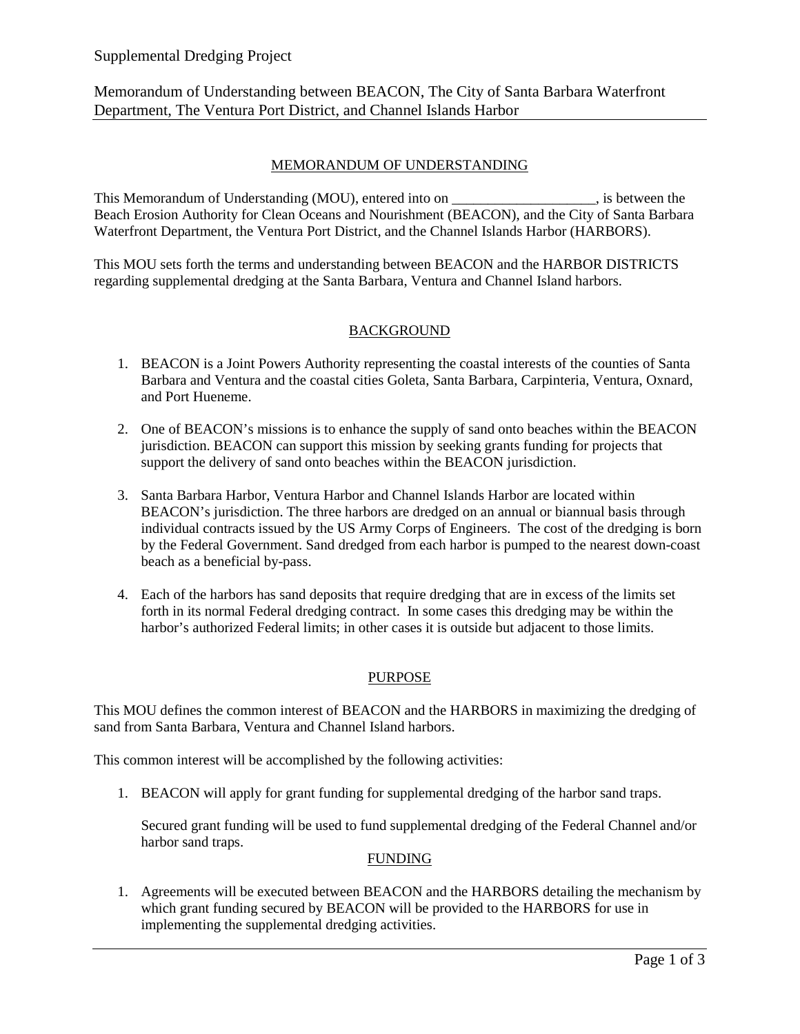Supplemental Dredging Project

Memorandum of Understanding between BEACON, The City of Santa Barbara Waterfront Department, The Ventura Port District, and Channel Islands Harbor

## MEMORANDUM OF UNDERSTANDING

This Memorandum of Understanding (MOU), entered into on ____________________, is between the Beach Erosion Authority for Clean Oceans and Nourishment (BEACON), and the City of Santa Barbara Waterfront Department, the Ventura Port District, and the Channel Islands Harbor (HARBORS).

This MOU sets forth the terms and understanding between BEACON and the HARBOR DISTRICTS regarding supplemental dredging at the Santa Barbara, Ventura and Channel Island harbors.

## BACKGROUND

1. BEACON is a Joint Powers Authority representing the coastal interests of the counties of Santa Barbara and Ventura and the coastal cities Goleta, Santa Barbara, Carpinteria, Ventura, Oxnard, and Port Hueneme.

2. One of BEACON's missions is to enhance the supply of sand onto beaches within the BEACON jurisdiction. BEACON can support this mission by seeking grants funding for projects that support the delivery of sand onto beaches within the BEACON jurisdiction.

3. Santa Barbara Harbor, Ventura Harbor and Channel Islands Harbor are located within BEACON's jurisdiction. The three harbors are dredged on an annual or biannual basis through individual contracts issued by the US Army Corps of Engineers. The cost of the dredging is born by the Federal Government. Sand dredged from each harbor is pumped to the nearest down-coast beach as a beneficial by-pass.

4. Each of the harbors has sand deposits that require dredging that are in excess of the limits set forth in its normal Federal dredging contract. In some cases this dredging may be within the harbor's authorized Federal limits; in other cases it is outside but adjacent to those limits.

## PURPOSE

This MOU defines the common interest of BEACON and the HARBORS in maximizing the dredging of sand from Santa Barbara, Ventura and Channel Island harbors.

This common interest will be accomplished by the following activities:

1. BEACON will apply for grant funding for supplemental dredging of the harbor sand traps.

   Secured grant funding will be used to fund supplemental dredging of the Federal Channel and/or harbor sand traps.

## FUNDING

1. Agreements will be executed between BEACON and the HARBORS detailing the mechanism by which grant funding secured by BEACON will be provided to the HARBORS for use in implementing the supplemental dredging activities.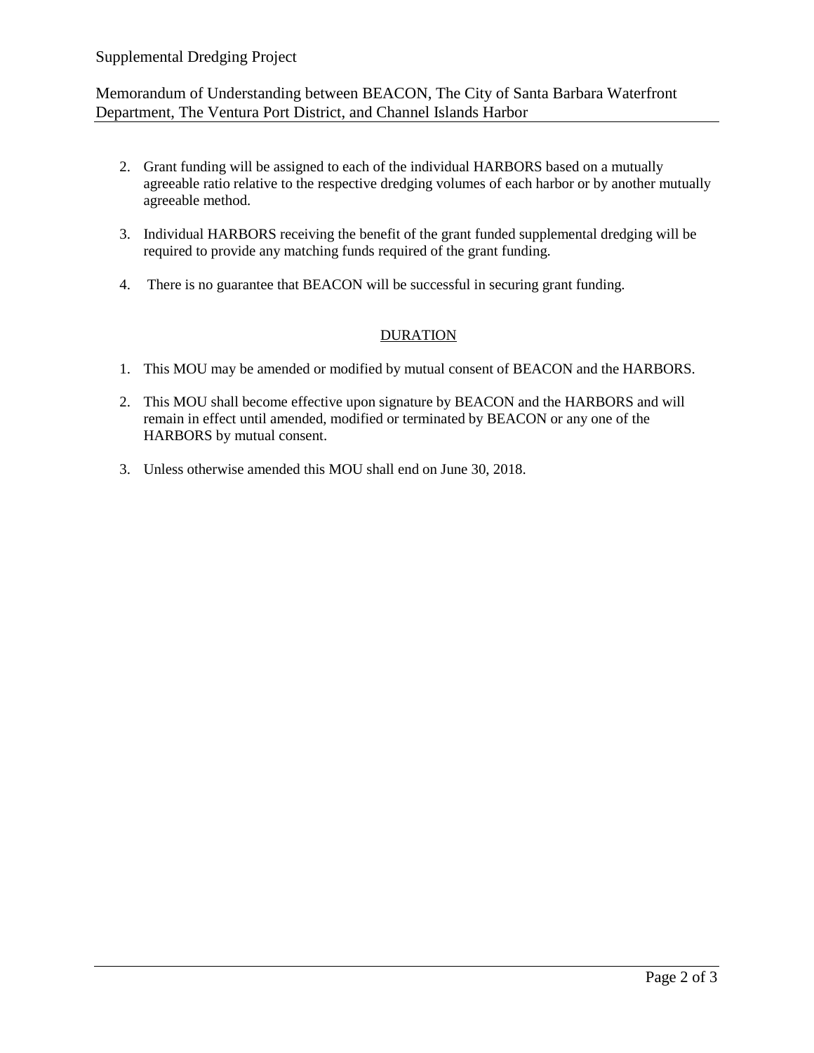2. Grant funding will be assigned to each of the individual HARBORS based on a mutually agreeable ratio relative to the respective dredging volumes of each harbor or by another mutually agreeable method.

3. Individual HARBORS receiving the benefit of the grant funded supplemental dredging will be required to provide any matching funds required of the grant funding.

4. There is no guarantee that BEACON will be successful in securing grant funding.

## DURATION

1. This MOU may be amended or modified by mutual consent of BEACON and the HARBORS.

2. This MOU shall become effective upon signature by BEACON and the HARBORS and will remain in effect until amended, modified or terminated by BEACON or any one of the HARBORS by mutual consent.

3. Unless otherwise amended this MOU shall end on June 30, 2018.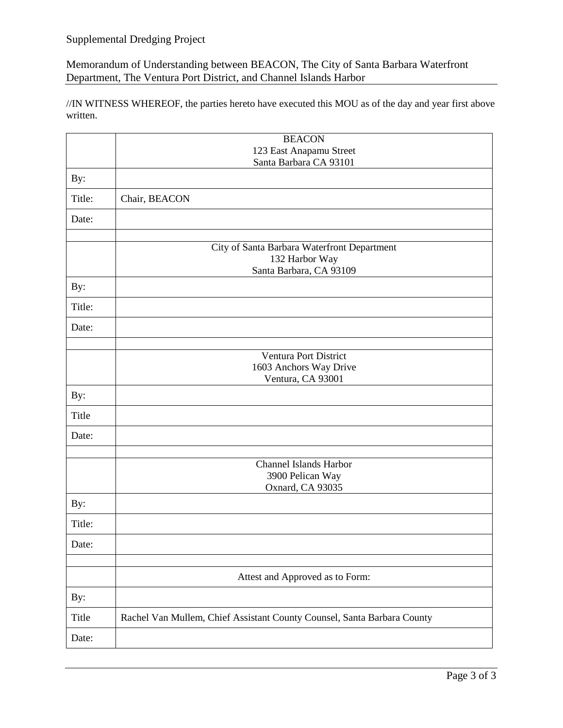Supplemental Dredging Project

Memorandum of Understanding between BEACON, The City of Santa Barbara Waterfront Department, The Ventura Port District, and Channel Islands Harbor

//IN WITNESS WHEREOF, the parties hereto have executed this MOU as of the day and year first above written.

| | BEACON<br>123 East Anapamu Street<br>Santa Barbara CA 93101 |
|---|---|
| By: | |
| Title: | Chair, BEACON |
| Date: | |
| | |
| | City of Santa Barbara Waterfront Department<br>132 Harbor Way<br>Santa Barbara, CA 93109 |
| By: | |
| Title: | |
| Date: | |
| | |
| | Ventura Port District<br>1603 Anchors Way Drive<br>Ventura, CA 93001 |
| By: | |
| Title | |
| Date: | |
| | |
| | Channel Islands Harbor<br>3900 Pelican Way<br>Oxnard, CA 93035 |
| By: | |
| Title: | |
| Date: | |
| | |
| | Attest and Approved as to Form: |
| By: | |
| Title | Rachel Van Mullem, Chief Assistant County Counsel, Santa Barbara County |
| Date: | |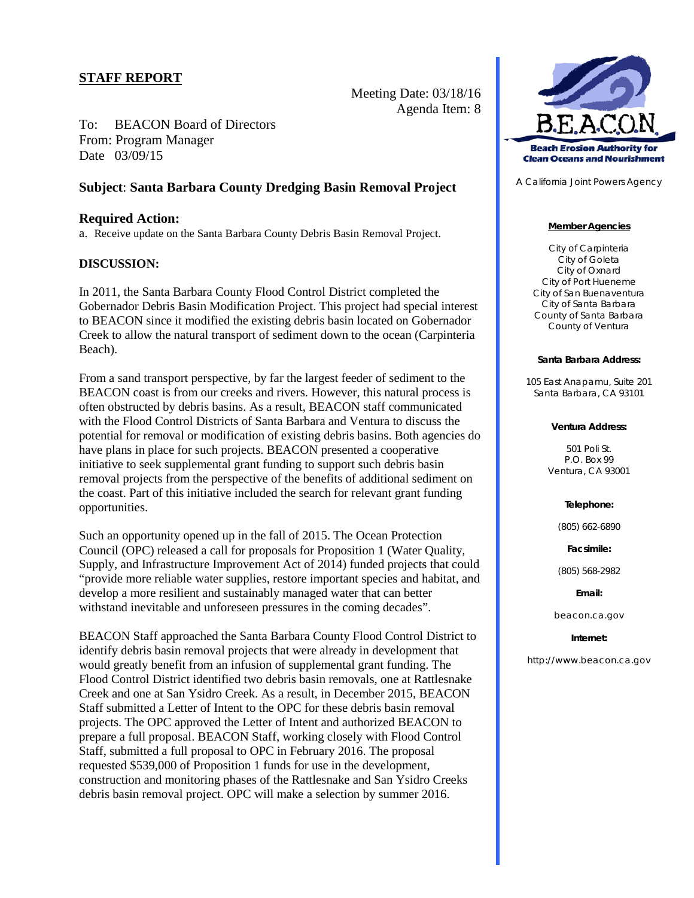## STAFF REPORT

Meeting Date: 03/18/16
Agenda Item: 8

To: BEACON Board of Directors
From: Program Manager
Date 03/09/15

### Subject: Santa Barbara County Dredging Basin Removal Project

### Required Action:

a. Receive update on the Santa Barbara County Debris Basin Removal Project.

**DISCUSSION:**

In 2011, the Santa Barbara County Flood Control District completed the Gobernador Debris Basin Modification Project. This project had special interest to BEACON since it modified the existing debris basin located on Gobernador Creek to allow the natural transport of sediment down to the ocean (Carpinteria Beach).

From a sand transport perspective, by far the largest feeder of sediment to the BEACON coast is from our creeks and rivers. However, this natural process is often obstructed by debris basins. As a result, BEACON staff communicated with the Flood Control Districts of Santa Barbara and Ventura to discuss the potential for removal or modification of existing debris basins. Both agencies do have plans in place for such projects. BEACON presented a cooperative initiative to seek supplemental grant funding to support such debris basin removal projects from the perspective of the benefits of additional sediment on the coast. Part of this initiative included the search for relevant grant funding opportunities.

Such an opportunity opened up in the fall of 2015. The Ocean Protection Council (OPC) released a call for proposals for Proposition 1 (Water Quality, Supply, and Infrastructure Improvement Act of 2014) funded projects that could "provide more reliable water supplies, restore important species and habitat, and develop a more resilient and sustainably managed water that can better withstand inevitable and unforeseen pressures in the coming decades".

BEACON Staff approached the Santa Barbara County Flood Control District to identify debris basin removal projects that were already in development that would greatly benefit from an infusion of supplemental grant funding. The Flood Control District identified two debris basin removals, one at Rattlesnake Creek and one at San Ysidro Creek. As a result, in December 2015, BEACON Staff submitted a Letter of Intent to the OPC for these debris basin removal projects. The OPC approved the Letter of Intent and authorized BEACON to prepare a full proposal. BEACON Staff, working closely with Flood Control Staff, submitted a full proposal to OPC in February 2016. The proposal requested $539,000 of Proposition 1 funds for use in the development, construction and monitoring phases of the Rattlesnake and San Ysidro Creeks debris basin removal project. OPC will make a selection by summer 2016.

B.E.A.C.O.N.
Beach Erosion Authority for Clean Oceans and Nourishment

A California Joint Powers Agency

**Member Agencies**

City of Carpinteria
City of Goleta
City of Oxnard
City of Port Hueneme
City of San Buenaventura
City of Santa Barbara
County of Santa Barbara
County of Ventura

**Santa Barbara Address:**

105 East Anapamu, Suite 201
Santa Barbara, CA 93101

**Ventura Address:**

501 Poli St.
P.O. Box 99
Ventura, CA 93001

**Telephone:**

(805) 662-6890

**Facsimile:**

(805) 568-2982

**Email:**

beacon.ca.gov

**Internet:**

http://www.beacon.ca.gov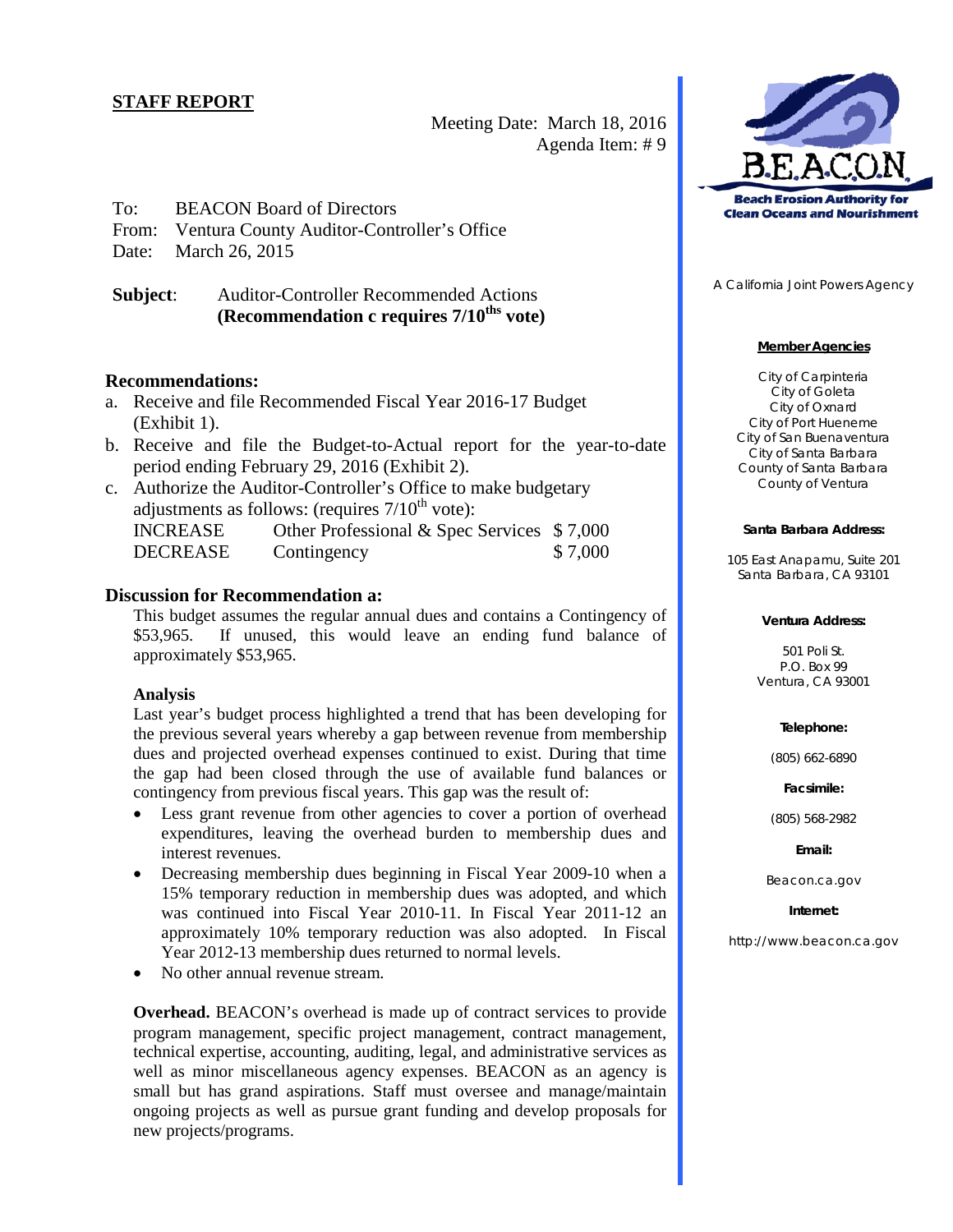## STAFF REPORT

Meeting Date: March 18, 2016
Agenda Item: # 9

To: BEACON Board of Directors
From: Ventura County Auditor-Controller's Office
Date: March 26, 2015

**Subject**: Auditor-Controller Recommended Actions
**(Recommendation c requires 7/10ths vote)**

### Recommendations:

a. Receive and file Recommended Fiscal Year 2016-17 Budget (Exhibit 1).
b. Receive and file the Budget-to-Actual report for the year-to-date period ending February 29, 2016 (Exhibit 2).
c. Authorize the Auditor-Controller's Office to make budgetary adjustments as follows: (requires 7/10th vote):

| | | |
|---|---|---|
| INCREASE | Other Professional & Spec Services | $ 7,000 |
| DECREASE | Contingency | $ 7,000 |

### Discussion for Recommendation a:

This budget assumes the regular annual dues and contains a Contingency of $53,965. If unused, this would leave an ending fund balance of approximately $53,965.

**Analysis**

Last year's budget process highlighted a trend that has been developing for the previous several years whereby a gap between revenue from membership dues and projected overhead expenses continued to exist. During that time the gap had been closed through the use of available fund balances or contingency from previous fiscal years. This gap was the result of:

- Less grant revenue from other agencies to cover a portion of overhead expenditures, leaving the overhead burden to membership dues and interest revenues.
- Decreasing membership dues beginning in Fiscal Year 2009-10 when a 15% temporary reduction in membership dues was adopted, and which was continued into Fiscal Year 2010-11. In Fiscal Year 2011-12 an approximately 10% temporary reduction was also adopted. In Fiscal Year 2012-13 membership dues returned to normal levels.
- No other annual revenue stream.

**Overhead.** BEACON's overhead is made up of contract services to provide program management, specific project management, contract management, technical expertise, accounting, auditing, legal, and administrative services as well as minor miscellaneous agency expenses. BEACON as an agency is small but has grand aspirations. Staff must oversee and manage/maintain ongoing projects as well as pursue grant funding and develop proposals for new projects/programs.

**B.E.A.C.O.N.**
**Beach Erosion Authority for Clean Oceans and Nourishment**

A California Joint Powers Agency

**Member Agencies**

City of Carpinteria
City of Goleta
City of Oxnard
City of Port Hueneme
City of San Buenaventura
City of Santa Barbara
County of Santa Barbara
County of Ventura

**Santa Barbara Address:**

105 East Anapamu, Suite 201
Santa Barbara, CA 93101

**Ventura Address:**

501 Poli St.
P.O. Box 99
Ventura, CA 93001

**Telephone:**

(805) 662-6890

**Facsimile:**

(805) 568-2982

**Email:**

Beacon.ca.gov

**Internet:**

http://www.beacon.ca.gov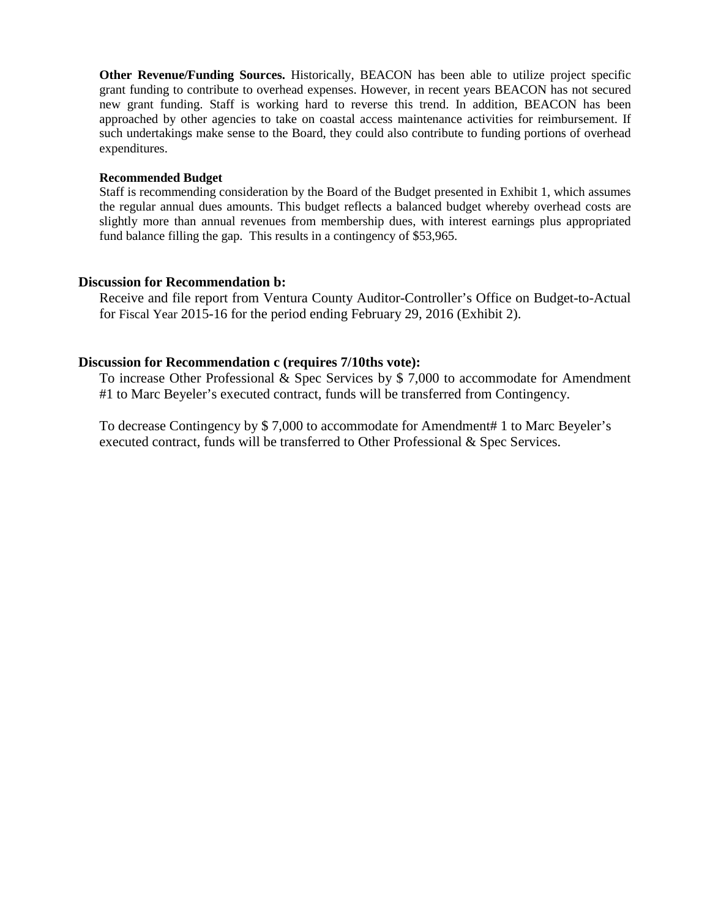**Other Revenue/Funding Sources.** Historically, BEACON has been able to utilize project specific grant funding to contribute to overhead expenses. However, in recent years BEACON has not secured new grant funding. Staff is working hard to reverse this trend. In addition, BEACON has been approached by other agencies to take on coastal access maintenance activities for reimbursement. If such undertakings make sense to the Board, they could also contribute to funding portions of overhead expenditures.

**Recommended Budget**

Staff is recommending consideration by the Board of the Budget presented in Exhibit 1, which assumes the regular annual dues amounts. This budget reflects a balanced budget whereby overhead costs are slightly more than annual revenues from membership dues, with interest earnings plus appropriated fund balance filling the gap. This results in a contingency of $53,965.

### Discussion for Recommendation b:

Receive and file report from Ventura County Auditor-Controller's Office on Budget-to-Actual for Fiscal Year 2015-16 for the period ending February 29, 2016 (Exhibit 2).

### Discussion for Recommendation c (requires 7/10ths vote):

To increase Other Professional & Spec Services by $ 7,000 to accommodate for Amendment #1 to Marc Beyeler's executed contract, funds will be transferred from Contingency.

To decrease Contingency by $ 7,000 to accommodate for Amendment# 1 to Marc Beyeler's executed contract, funds will be transferred to Other Professional & Spec Services.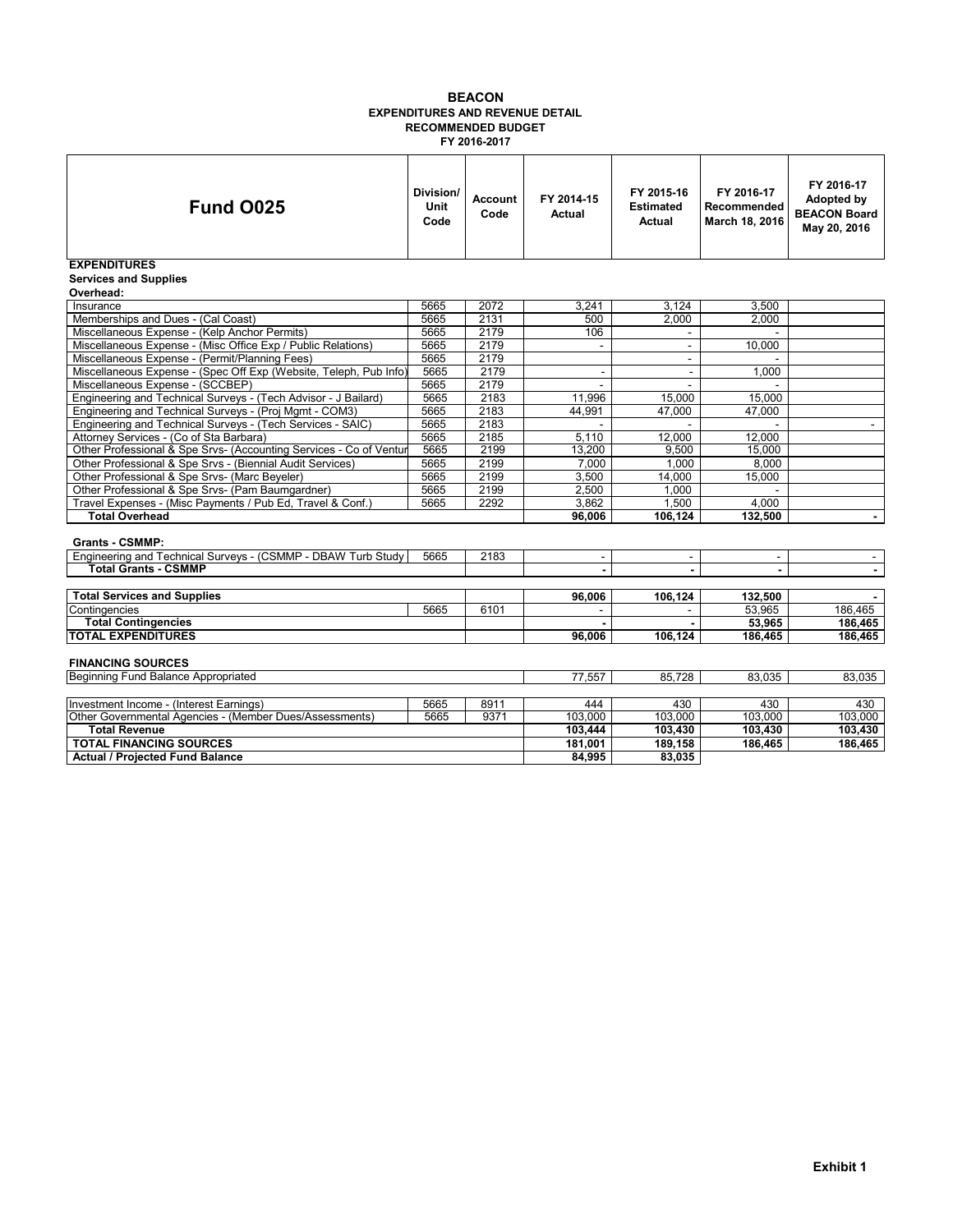# BEACON
## EXPENDITURES AND REVENUE DETAIL
## RECOMMENDED BUDGET
## FY 2016-2017

| Fund O025 | Division/ Unit Code | Account Code | FY 2014-15 Actual | FY 2015-16 Estimated Actual | FY 2016-17 Recommended March 18, 2016 | FY 2016-17 Adopted by BEACON Board May 20, 2016 |
|---|---|---|---|---|---|---|
| **EXPENDITURES** | | | | | | |
| **Services and Supplies** | | | | | | |
| **Overhead:** | | | | | | |
| Insurance | 5665 | 2072 | 3,241 | 3,124 | 3,500 | |
| Memberships and Dues - (Cal Coast) | 5665 | 2131 | 500 | 2,000 | 2,000 | |
| Miscellaneous Expense - (Kelp Anchor Permits) | 5665 | 2179 | 106 | - | - | |
| Miscellaneous Expense - (Misc Office Exp / Public Relations) | 5665 | 2179 | - | - | 10,000 | |
| Miscellaneous Expense - (Permit/Planning Fees) | 5665 | 2179 | | - | - | |
| Miscellaneous Expense - (Spec Off Exp (Website, Teleph, Pub Info) | 5665 | 2179 | - | - | 1,000 | |
| Miscellaneous Expense - (SCCBEP) | 5665 | 2179 | - | - | - | |
| Engineering and Technical Surveys - (Tech Advisor - J Bailard) | 5665 | 2183 | 11,996 | 15,000 | 15,000 | |
| Engineering and Technical Surveys - (Proj Mgmt - COM3) | 5665 | 2183 | 44,991 | 47,000 | 47,000 | |
| Engineering and Technical Surveys - (Tech Services - SAIC) | 5665 | 2183 | - | - | - | - |
| Attorney Services - (Co of Sta Barbara) | 5665 | 2185 | 5,110 | 12,000 | 12,000 | |
| Other Professional & Spe Srvs- (Accounting Services - Co of Ventur | 5665 | 2199 | 13,200 | 9,500 | 15,000 | |
| Other Professional & Spe Srvs - (Biennial Audit Services) | 5665 | 2199 | 7,000 | 1,000 | 8,000 | |
| Other Professional & Spe Srvs- (Marc Beyeler) | 5665 | 2199 | 3,500 | 14,000 | 15,000 | |
| Other Professional & Spe Srvs- (Pam Baumgardner) | 5665 | 2199 | 2,500 | 1,000 | - | |
| Travel Expenses - (Misc Payments / Pub Ed, Travel & Conf.) | 5665 | 2292 | 3,862 | 1,500 | 4,000 | |
| **Total Overhead** | | | **96,006** | **106,124** | **132,500** | **-** |
| **Grants - CSMMP:** | | | | | | |
| Engineering and Technical Surveys - (CSMMP - DBAW Turb Study | 5665 | 2183 | - | - | - | - |
| **Total Grants - CSMMP** | | | **-** | **-** | **-** | **-** |
| **Total Services and Supplies** | | | **96,006** | **106,124** | **132,500** | **-** |
| Contingencies | 5665 | 6101 | - | - | 53,965 | 186,465 |
| **Total Contingencies** | | | **-** | **-** | **53,965** | **186,465** |
| **TOTAL EXPENDITURES** | | | **96,006** | **106,124** | **186,465** | **186,465** |
| **FINANCING SOURCES** | | | | | | |
| Beginning Fund Balance Appropriated | | | 77,557 | 85,728 | 83,035 | 83,035 |
| Investment Income - (Interest Earnings) | 5665 | 8911 | 444 | 430 | 430 | 430 |
| Other Governmental Agencies - (Member Dues/Assessments) | 5665 | 9371 | 103,000 | 103,000 | 103,000 | 103,000 |
| **Total Revenue** | | | **103,444** | **103,430** | **103,430** | **103,430** |
| **TOTAL FINANCING SOURCES** | | | **181,001** | **189,158** | **186,465** | **186,465** |
| **Actual / Projected Fund Balance** | | | **84,995** | **83,035** | | |

**Exhibit 1**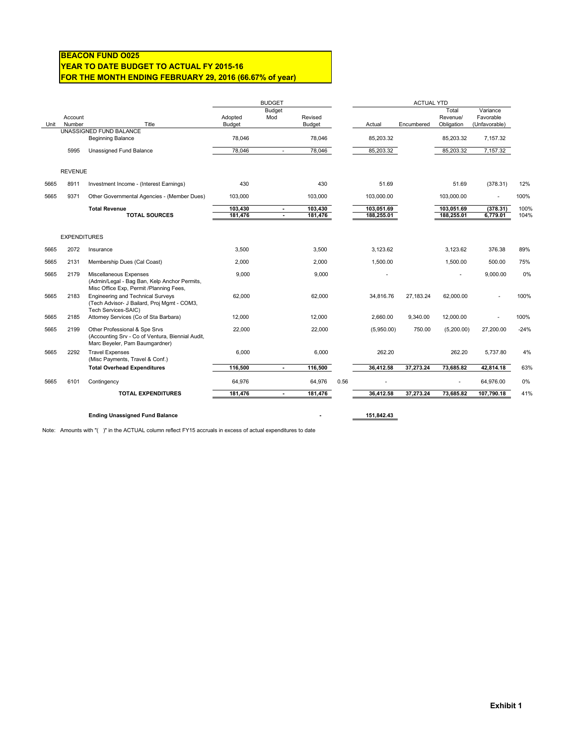**BEACON FUND O025**
**YEAR TO DATE BUDGET TO ACTUAL FY 2015-16**
**FOR THE MONTH ENDING FEBRUARY 29, 2016 (66.67% of year)**

| | | | BUDGET | | | | ACTUAL YTD | | | | |
|---|---|---|---|---|---|---|---|---|---|---|---|
| Unit | Account Number | Title | Adopted Budget | Budget Mod | Revised Budget | | Actual | Encumbered | Total Revenue/ Obligation | Variance Favorable (Unfavorable) | |
| | UNASSIGNED FUND BALANCE | | | | | | | | | | |
| | | Beginning Balance | 78,046 | | 78,046 | | 85,203.32 | | 85,203.32 | 7,157.32 | |
| | 5995 | Unassigned Fund Balance | 78,046 | - | 78,046 | | 85,203.32 | | 85,203.32 | 7,157.32 | |
| | REVENUE | | | | | | | | | | |
| 5665 | 8911 | Investment Income - (Interest Earnings) | 430 | | 430 | | 51.69 | | 51.69 | (378.31) | 12% |
| 5665 | 9371 | Other Governmental Agencies - (Member Dues) | 103,000 | | 103,000 | | 103,000.00 | | 103,000.00 | - | 100% |
| | | **Total Revenue** | **103,430** | **-** | **103,430** | | **103,051.69** | | **103,051.69** | **(378.31)** | 100% |
| | | **TOTAL SOURCES** | **181,476** | **-** | **181,476** | | **188,255.01** | | **188,255.01** | **6,779.01** | 104% |
| | EXPENDITURES | | | | | | | | | | |
| 5665 | 2072 | Insurance | 3,500 | | 3,500 | | 3,123.62 | | 3,123.62 | 376.38 | 89% |
| 5665 | 2131 | Membership Dues (Cal Coast) | 2,000 | | 2,000 | | 1,500.00 | | 1,500.00 | 500.00 | 75% |
| 5665 | 2179 | Miscellaneous Expenses (Admin/Legal - Bag Ban, Kelp Anchor Permits, Misc Office Exp, Permit /Planning Fees, | 9,000 | | 9,000 | | - | | - | 9,000.00 | 0% |
| 5665 | 2183 | Engineering and Technical Surveys (Tech Advisor- J Bailard, Proj Mgmt - COM3, Tech Services-SAIC) | 62,000 | | 62,000 | | 34,816.76 | 27,183.24 | 62,000.00 | - | 100% |
| 5665 | 2185 | Attorney Services (Co of Sta Barbara) | 12,000 | | 12,000 | | 2,660.00 | 9,340.00 | 12,000.00 | - | 100% |
| 5665 | 2199 | Other Professional & Spe Srvs (Accounting Srv - Co of Ventura, Biennial Audit, Marc Beyeler, Pam Baumgardner) | 22,000 | | 22,000 | | (5,950.00) | 750.00 | (5,200.00) | 27,200.00 | -24% |
| 5665 | 2292 | Travel Expenses (Misc Payments, Travel & Conf.) | 6,000 | | 6,000 | | 262.20 | | 262.20 | 5,737.80 | 4% |
| | | **Total Overhead Expenditures** | **116,500** | **-** | **116,500** | | **36,412.58** | **37,273.24** | **73,685.82** | **42,814.18** | 63% |
| 5665 | 6101 | Contingency | 64,976 | | 64,976 | 0.56 | - | | - | 64,976.00 | 0% |
| | | **TOTAL EXPENDITURES** | **181,476** | **-** | **181,476** | | **36,412.58** | **37,273.24** | **73,685.82** | **107,790.18** | 41% |
| | | **Ending Unassigned Fund Balance** | | | **-** | | **151,842.43** | | | | |

Note: Amounts with "( )" in the ACTUAL column reflect FY15 accruals in excess of actual expenditures to date

**Exhibit 1**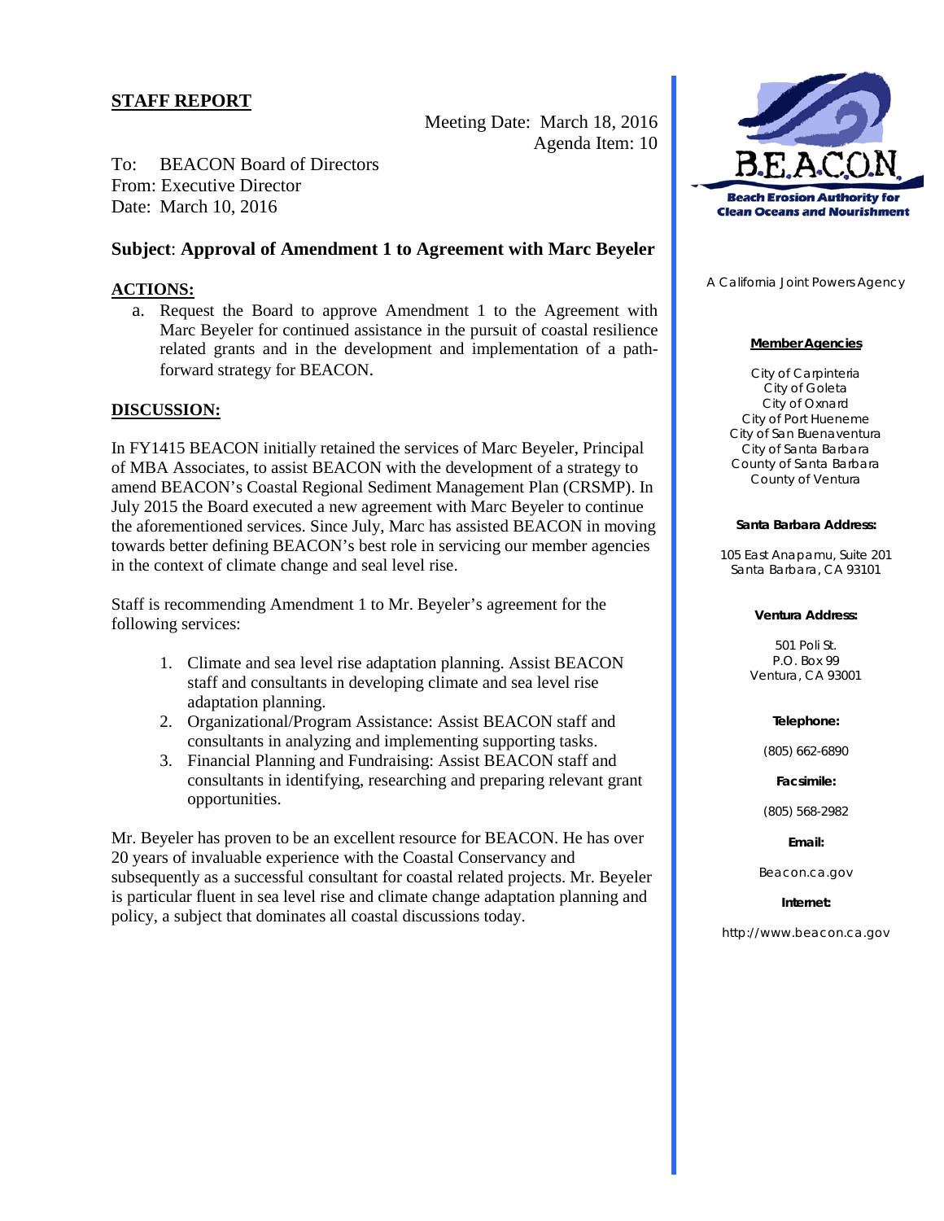## STAFF REPORT

Meeting Date: March 18, 2016
Agenda Item: 10

To: BEACON Board of Directors
From: Executive Director
Date: March 10, 2016

### Subject: Approval of Amendment 1 to Agreement with Marc Beyeler

**ACTIONS:**

a. Request the Board to approve Amendment 1 to the Agreement with Marc Beyeler for continued assistance in the pursuit of coastal resilience related grants and in the development and implementation of a path-forward strategy for BEACON.

**DISCUSSION:**

In FY1415 BEACON initially retained the services of Marc Beyeler, Principal of MBA Associates, to assist BEACON with the development of a strategy to amend BEACON's Coastal Regional Sediment Management Plan (CRSMP). In July 2015 the Board executed a new agreement with Marc Beyeler to continue the aforementioned services. Since July, Marc has assisted BEACON in moving towards better defining BEACON's best role in servicing our member agencies in the context of climate change and seal level rise.

Staff is recommending Amendment 1 to Mr. Beyeler's agreement for the following services:

1. Climate and sea level rise adaptation planning. Assist BEACON staff and consultants in developing climate and sea level rise adaptation planning.
2. Organizational/Program Assistance: Assist BEACON staff and consultants in analyzing and implementing supporting tasks.
3. Financial Planning and Fundraising: Assist BEACON staff and consultants in identifying, researching and preparing relevant grant opportunities.

Mr. Beyeler has proven to be an excellent resource for BEACON. He has over 20 years of invaluable experience with the Coastal Conservancy and subsequently as a successful consultant for coastal related projects. Mr. Beyeler is particular fluent in sea level rise and climate change adaptation planning and policy, a subject that dominates all coastal discussions today.

B.E.A.C.O.N.
Beach Erosion Authority for Clean Oceans and Nourishment

A California Joint Powers Agency

**Member Agencies**

City of Carpinteria
City of Goleta
City of Oxnard
City of Port Hueneme
City of San Buenaventura
City of Santa Barbara
County of Santa Barbara
County of Ventura

**Santa Barbara Address:**

105 East Anapamu, Suite 201
Santa Barbara, CA 93101

**Ventura Address:**

501 Poli St.
P.O. Box 99
Ventura, CA 93001

**Telephone:**

(805) 662-6890

**Facsimile:**

(805) 568-2982

**Email:**

Beacon.ca.gov

**Internet:**

http://www.beacon.ca.gov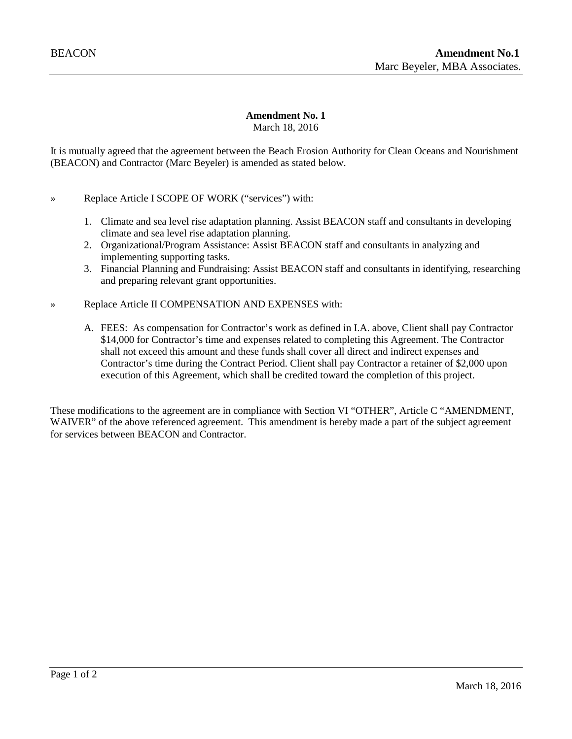**Amendment No. 1**
March 18, 2016

It is mutually agreed that the agreement between the Beach Erosion Authority for Clean Oceans and Nourishment (BEACON) and Contractor (Marc Beyeler) is amended as stated below.

» Replace Article I SCOPE OF WORK ("services") with:

1. Climate and sea level rise adaptation planning. Assist BEACON staff and consultants in developing climate and sea level rise adaptation planning.
2. Organizational/Program Assistance: Assist BEACON staff and consultants in analyzing and implementing supporting tasks.
3. Financial Planning and Fundraising: Assist BEACON staff and consultants in identifying, researching and preparing relevant grant opportunities.

» Replace Article II COMPENSATION AND EXPENSES with:

A. FEES: As compensation for Contractor's work as defined in I.A. above, Client shall pay Contractor $14,000 for Contractor's time and expenses related to completing this Agreement. The Contractor shall not exceed this amount and these funds shall cover all direct and indirect expenses and Contractor's time during the Contract Period. Client shall pay Contractor a retainer of $2,000 upon execution of this Agreement, which shall be credited toward the completion of this project.

These modifications to the agreement are in compliance with Section VI "OTHER", Article C "AMENDMENT, WAIVER" of the above referenced agreement. This amendment is hereby made a part of the subject agreement for services between BEACON and Contractor.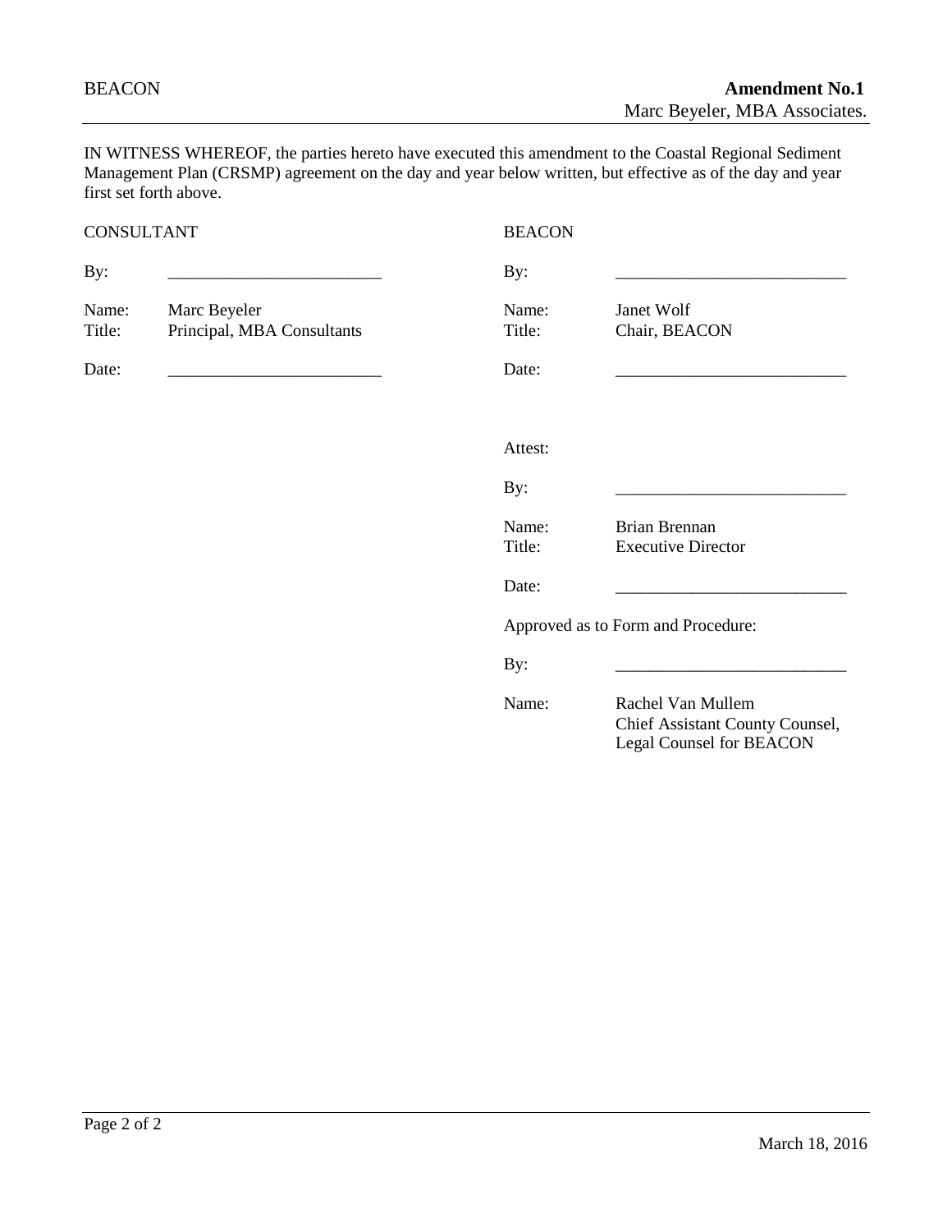IN WITNESS WHEREOF, the parties hereto have executed this amendment to the Coastal Regional Sediment Management Plan (CRSMP) agreement on the day and year below written, but effective as of the day and year first set forth above.

| CONSULTANT | | BEACON | |
|---|---|---|---|
| By: | _________________________ | By: | ___________________________ |
| Name: | Marc Beyeler | Name: | Janet Wolf |
| Title: | Principal, MBA Consultants | Title: | Chair, BEACON |
| Date: | _________________________ | Date: | ___________________________ |

Attest:

| | |
|---|---|
| By: | ___________________________ |
| Name: | Brian Brennan |
| Title: | Executive Director |
| Date: | ___________________________ |

Approved as to Form and Procedure:

| | |
|---|---|
| By: | ___________________________ |
| Name: | Rachel Van Mullem<br>Chief Assistant County Counsel,<br>Legal Counsel for BEACON |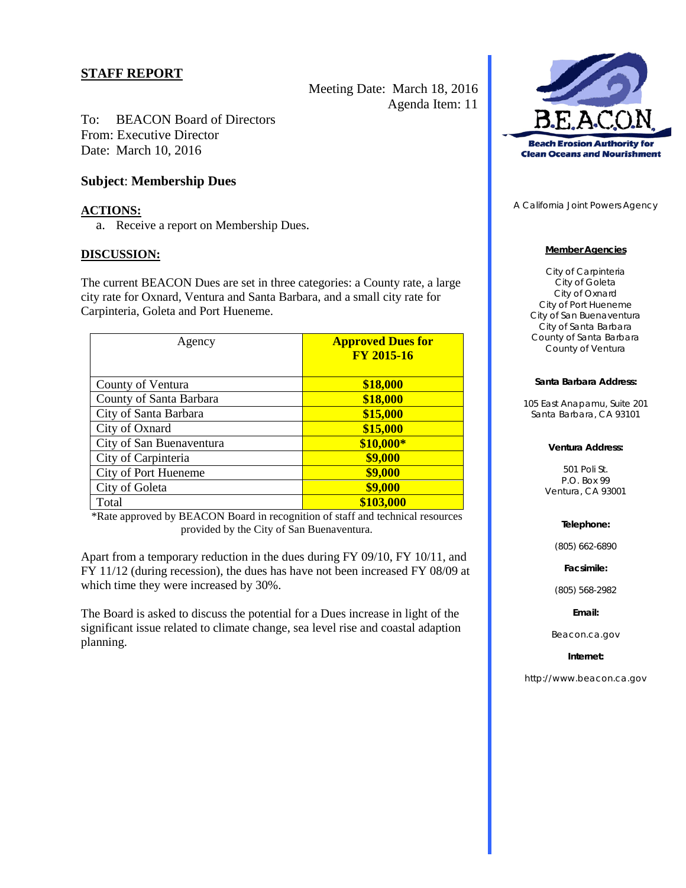## STAFF REPORT

Meeting Date: March 18, 2016
Agenda Item: 11

To: BEACON Board of Directors
From: Executive Director
Date: March 10, 2016

### Subject: Membership Dues

**ACTIONS:**

a. Receive a report on Membership Dues.

**DISCUSSION:**

The current BEACON Dues are set in three categories: a County rate, a large city rate for Oxnard, Ventura and Santa Barbara, and a small city rate for Carpinteria, Goleta and Port Hueneme.

| Agency | Approved Dues for FY 2015-16 |
|---|---|
| County of Ventura | **$18,000** |
| County of Santa Barbara | **$18,000** |
| City of Santa Barbara | **$15,000** |
| City of Oxnard | **$15,000** |
| City of San Buenaventura | **$10,000*** |
| City of Carpinteria | **$9,000** |
| City of Port Hueneme | **$9,000** |
| City of Goleta | **$9,000** |
| Total | **$103,000** |

*Rate approved by BEACON Board in recognition of staff and technical resources provided by the City of San Buenaventura.

Apart from a temporary reduction in the dues during FY 09/10, FY 10/11, and FY 11/12 (during recession), the dues has have not been increased FY 08/09 at which time they were increased by 30%.

The Board is asked to discuss the potential for a Dues increase in light of the significant issue related to climate change, sea level rise and coastal adaption planning.

B.E.A.C.O.N.
Beach Erosion Authority for Clean Oceans and Nourishment

A California Joint Powers Agency

**Member Agencies**

City of Carpinteria
City of Goleta
City of Oxnard
City of Port Hueneme
City of San Buenaventura
City of Santa Barbara
County of Santa Barbara
County of Ventura

**Santa Barbara Address:**

105 East Anapamu, Suite 201
Santa Barbara, CA 93101

**Ventura Address:**

501 Poli St.
P.O. Box 99
Ventura, CA 93001

**Telephone:**

(805) 662-6890

**Facsimile:**

(805) 568-2982

**Email:**

Beacon.ca.gov

**Internet:**

http://www.beacon.ca.gov